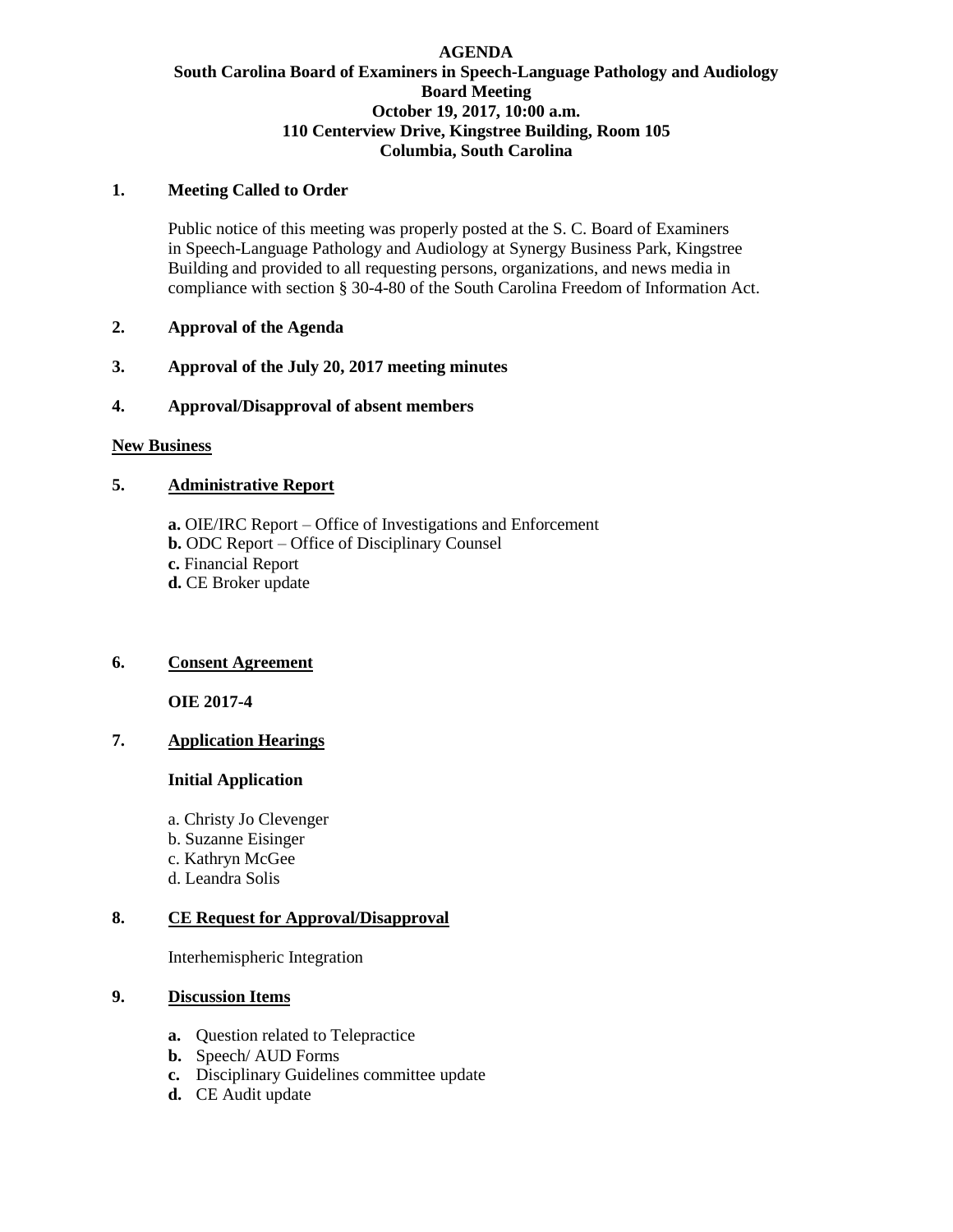# AGENDA

## South Carolina Board of Examiners in Speech-Language Pathology and Audiology

**Board Meeting**
**October 19, 2017, 10:00 a.m.**
**110 Centerview Drive, Kingstree Building, Room 105**
**Columbia, South Carolina**

**1. Meeting Called to Order**

Public notice of this meeting was properly posted at the S. C. Board of Examiners in Speech-Language Pathology and Audiology at Synergy Business Park, Kingstree Building and provided to all requesting persons, organizations, and news media in compliance with section § 30-4-80 of the South Carolina Freedom of Information Act.

**2. Approval of the Agenda**

**3. Approval of the July 20, 2017 meeting minutes**

**4. Approval/Disapproval of absent members**

**New Business**

**5. Administrative Report**

**a.** OIE/IRC Report – Office of Investigations and Enforcement
**b.** ODC Report – Office of Disciplinary Counsel
**c.** Financial Report
**d.** CE Broker update

**6. Consent Agreement**

**OIE 2017-4**

**7. Application Hearings**

**Initial Application**

a. Christy Jo Clevenger
b. Suzanne Eisinger
c. Kathryn McGee
d. Leandra Solis

**8. CE Request for Approval/Disapproval**

Interhemispheric Integration

**9. Discussion Items**

**a.** Question related to Telepractice
**b.** Speech/ AUD Forms
**c.** Disciplinary Guidelines committee update
**d.** CE Audit update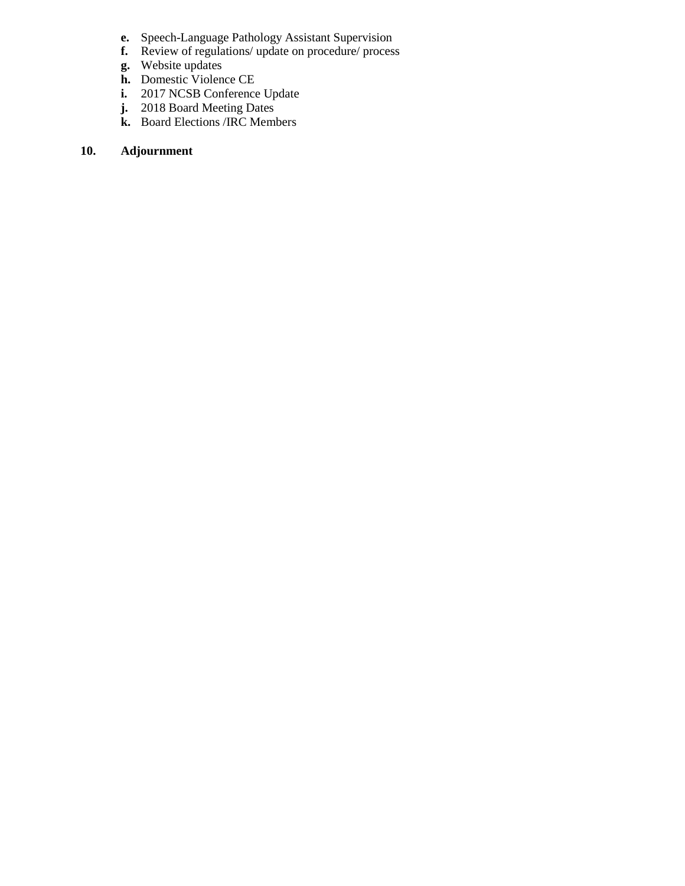- **e.** Speech-Language Pathology Assistant Supervision
- **f.** Review of regulations/ update on procedure/ process
- **g.** Website updates
- **h.** Domestic Violence CE
- **i.** 2017 NCSB Conference Update
- **j.** 2018 Board Meeting Dates
- **k.** Board Elections /IRC Members

**10. Adjournment**